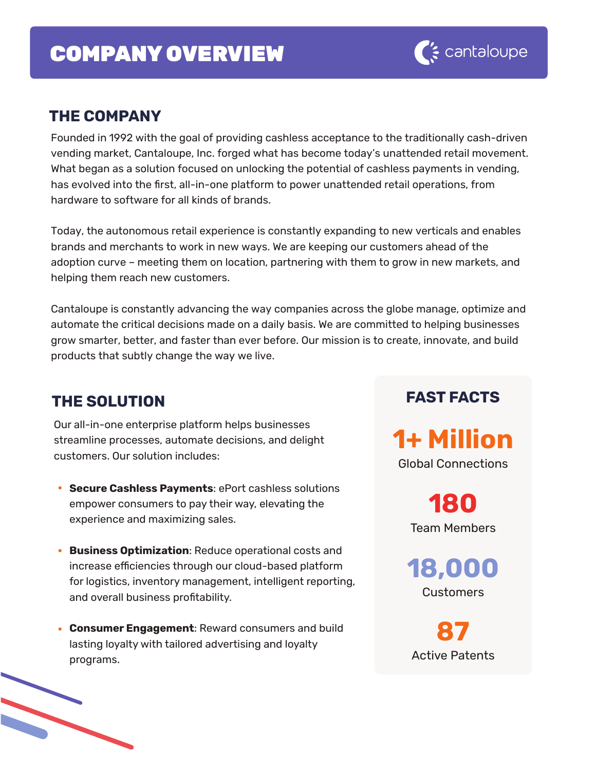# COMPANY OVERVIEW

cantaloupe

## THE COMPANY

Founded in 1992 with the goal of providing cashless acceptance to the traditionally cash-driven vending market, Cantaloupe, Inc. forged what has become today's unattended retail movement. What began as a solution focused on unlocking the potential of cashless payments in vending, has evolved into the first, all-in-one platform to power unattended retail operations, from hardware to software for all kinds of brands.

Today, the autonomous retail experience is constantly expanding to new verticals and enables brands and merchants to work in new ways. We are keeping our customers ahead of the adoption curve – meeting them on location, partnering with them to grow in new markets, and helping them reach new customers.

Cantaloupe is constantly advancing the way companies across the globe manage, optimize and automate the critical decisions made on a daily basis. We are committed to helping businesses grow smarter, better, and faster than ever before. Our mission is to create, innovate, and build products that subtly change the way we live.

## THE SOLUTION

Our all-in-one enterprise platform helps businesses streamline processes, automate decisions, and delight customers. Our solution includes:

- **Secure Cashless Payments**: ePort cashless solutions empower consumers to pay their way, elevating the experience and maximizing sales.
- **Business Optimization**: Reduce operational costs and increase efficiencies through our cloud-based platform for logistics, inventory management, intelligent reporting, and overall business profitability.
- **Consumer Engagement**: Reward consumers and build lasting loyalty with tailored advertising and loyalty programs.

## FAST FACTS

**1+ Million**
Global Connections

**180**
Team Members

**18,000**
Customers

**87**
Active Patents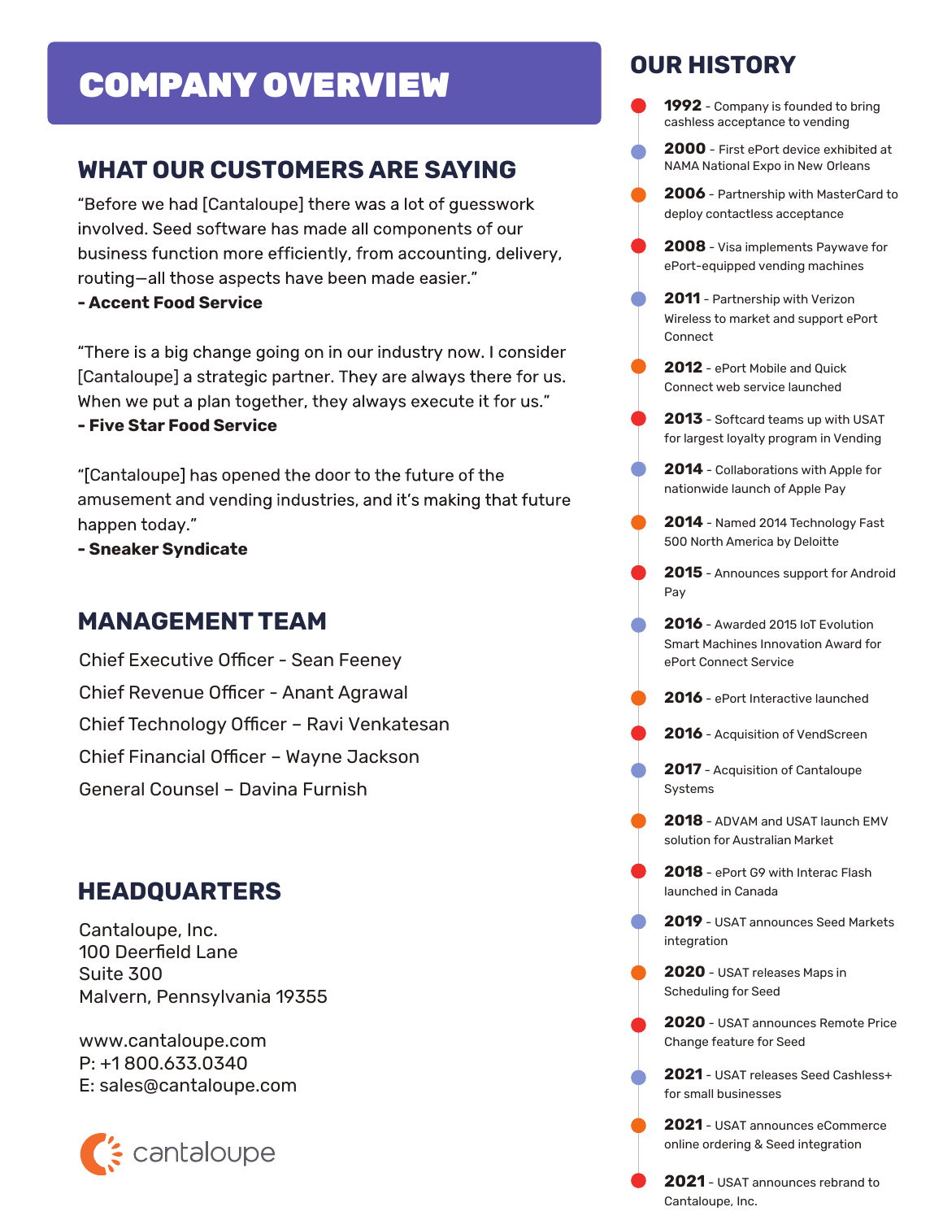# COMPANY OVERVIEW

## WHAT OUR CUSTOMERS ARE SAYING

"Before we had [Cantaloupe] there was a lot of guesswork involved. Seed software has made all components of our business function more efficiently, from accounting, delivery, routing—all those aspects have been made easier."
**- Accent Food Service**

"There is a big change going on in our industry now. I consider [Cantaloupe] a strategic partner. They are always there for us. When we put a plan together, they always execute it for us."
**- Five Star Food Service**

"[Cantaloupe] has opened the door to the future of the amusement and vending industries, and it's making that future happen today."
**- Sneaker Syndicate**

## MANAGEMENT TEAM

Chief Executive Officer - Sean Feeney

Chief Revenue Officer - Anant Agrawal

Chief Technology Officer – Ravi Venkatesan

Chief Financial Officer – Wayne Jackson

General Counsel – Davina Furnish

## HEADQUARTERS

Cantaloupe, Inc.
100 Deerfield Lane
Suite 300
Malvern, Pennsylvania 19355

www.cantaloupe.com
P: +1 800.633.0340
E: sales@cantaloupe.com

cantaloupe

## OUR HISTORY

- **1992** - Company is founded to bring cashless acceptance to vending
- **2000** - First ePort device exhibited at NAMA National Expo in New Orleans
- **2006** - Partnership with MasterCard to deploy contactless acceptance
- **2008** - Visa implements Paywave for ePort-equipped vending machines
- **2011** - Partnership with Verizon Wireless to market and support ePort Connect
- **2012** - ePort Mobile and Quick Connect web service launched
- **2013** - Softcard teams up with USAT for largest loyalty program in Vending
- **2014** - Collaborations with Apple for nationwide launch of Apple Pay
- **2014** - Named 2014 Technology Fast 500 North America by Deloitte
- **2015** - Announces support for Android Pay
- **2016** - Awarded 2015 IoT Evolution Smart Machines Innovation Award for ePort Connect Service
- **2016** - ePort Interactive launched
- **2016** - Acquisition of VendScreen
- **2017** - Acquisition of Cantaloupe Systems
- **2018** - ADVAM and USAT launch EMV solution for Australian Market
- **2018** - ePort G9 with Interac Flash launched in Canada
- **2019** - USAT announces Seed Markets integration
- **2020** - USAT releases Maps in Scheduling for Seed
- **2020** - USAT announces Remote Price Change feature for Seed
- **2021** - USAT releases Seed Cashless+ for small businesses
- **2021** - USAT announces eCommerce online ordering & Seed integration
- **2021** - USAT announces rebrand to Cantaloupe, Inc.